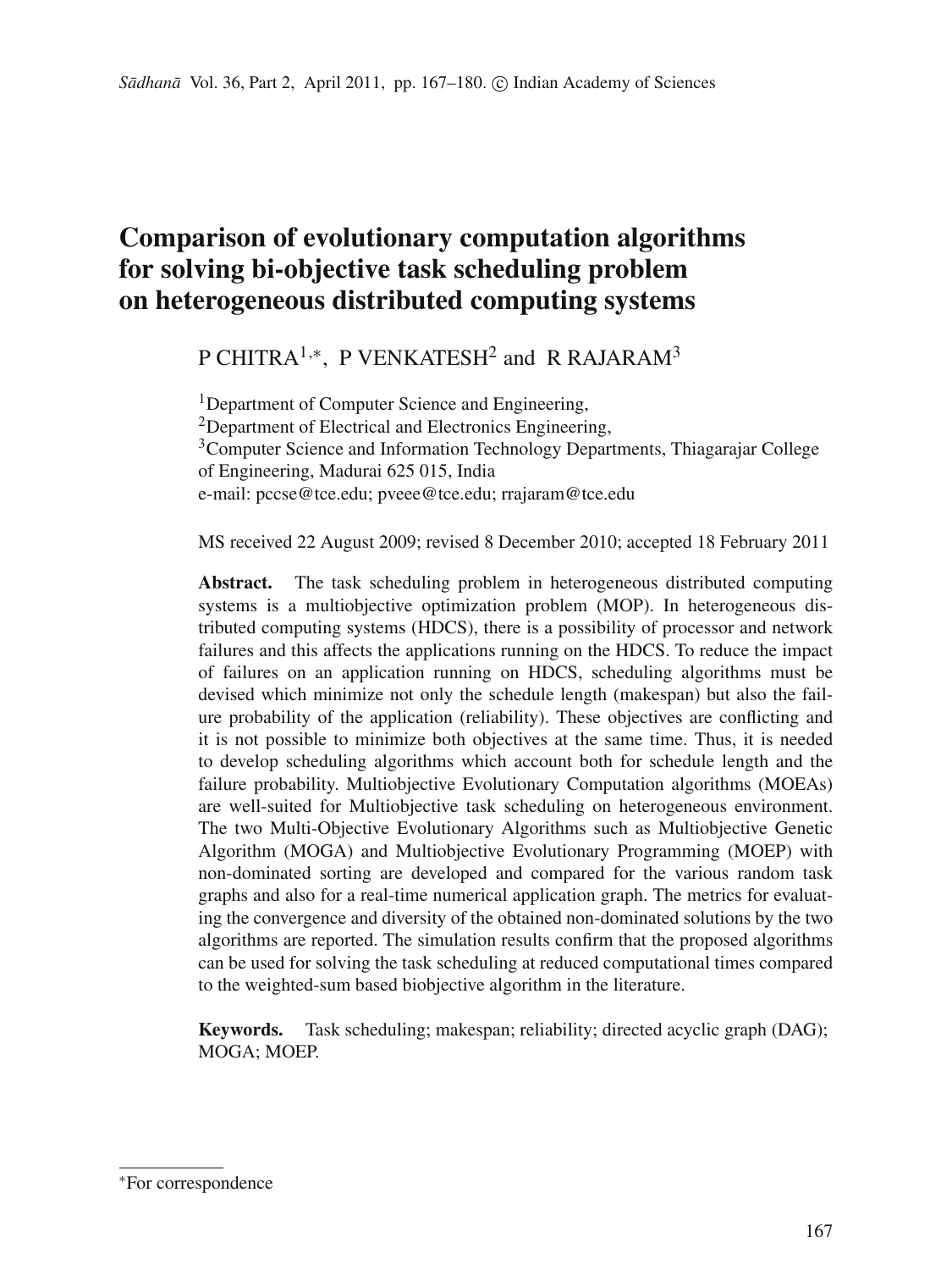# Comparison of evolutionary computation algorithms for solving bi-objective task scheduling problem on heterogeneous distributed computing systems

P CHITRA[1,*], P VENKATESH[2] and R RAJARAM[3]

[1]Department of Computer Science and Engineering,
[2]Department of Electrical and Electronics Engineering,
[3]Computer Science and Information Technology Departments, Thiagarajar College of Engineering, Madurai 625 015, India
e-mail: pccse@tce.edu; pveee@tce.edu; rrajaram@tce.edu

MS received 22 August 2009; revised 8 December 2010; accepted 18 February 2011

**Abstract.** The task scheduling problem in heterogeneous distributed computing systems is a multiobjective optimization problem (MOP). In heterogeneous distributed computing systems (HDCS), there is a possibility of processor and network failures and this affects the applications running on the HDCS. To reduce the impact of failures on an application running on HDCS, scheduling algorithms must be devised which minimize not only the schedule length (makespan) but also the failure probability of the application (reliability). These objectives are conflicting and it is not possible to minimize both objectives at the same time. Thus, it is needed to develop scheduling algorithms which account both for schedule length and the failure probability. Multiobjective Evolutionary Computation algorithms (MOEAs) are well-suited for Multiobjective task scheduling on heterogeneous environment. The two Multi-Objective Evolutionary Algorithms such as Multiobjective Genetic Algorithm (MOGA) and Multiobjective Evolutionary Programming (MOEP) with non-dominated sorting are developed and compared for the various random task graphs and also for a real-time numerical application graph. The metrics for evaluating the convergence and diversity of the obtained non-dominated solutions by the two algorithms are reported. The simulation results confirm that the proposed algorithms can be used for solving the task scheduling at reduced computational times compared to the weighted-sum based biobjective algorithm in the literature.

**Keywords.** Task scheduling; makespan; reliability; directed acyclic graph (DAG); MOGA; MOEP.

*For correspondence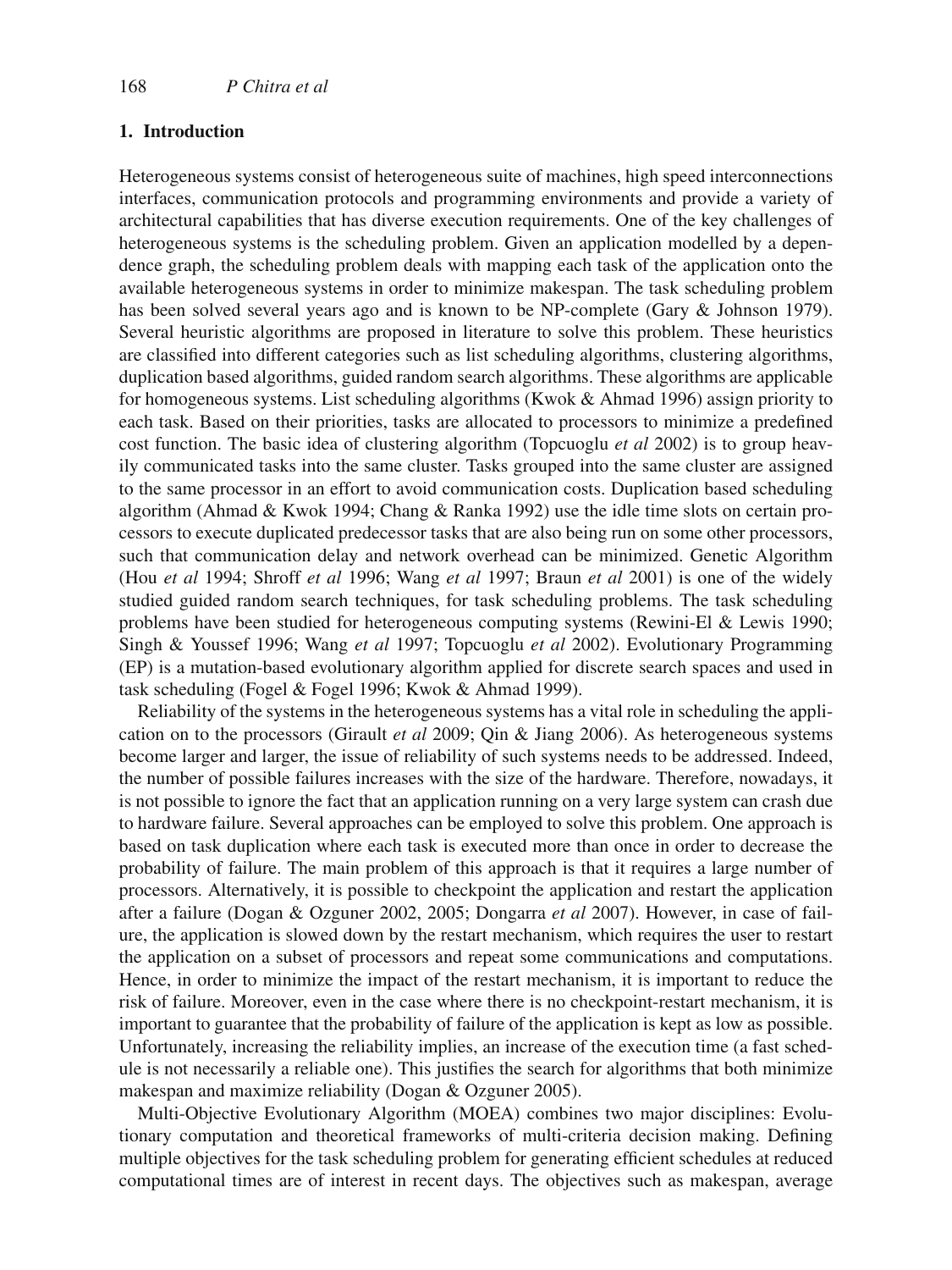## 1. Introduction

Heterogeneous systems consist of heterogeneous suite of machines, high speed interconnections interfaces, communication protocols and programming environments and provide a variety of architectural capabilities that has diverse execution requirements. One of the key challenges of heterogeneous systems is the scheduling problem. Given an application modelled by a dependence graph, the scheduling problem deals with mapping each task of the application onto the available heterogeneous systems in order to minimize makespan. The task scheduling problem has been solved several years ago and is known to be NP-complete (Gary & Johnson 1979). Several heuristic algorithms are proposed in literature to solve this problem. These heuristics are classified into different categories such as list scheduling algorithms, clustering algorithms, duplication based algorithms, guided random search algorithms. These algorithms are applicable for homogeneous systems. List scheduling algorithms (Kwok & Ahmad 1996) assign priority to each task. Based on their priorities, tasks are allocated to processors to minimize a predefined cost function. The basic idea of clustering algorithm (Topcuoglu *et al* 2002) is to group heavily communicated tasks into the same cluster. Tasks grouped into the same cluster are assigned to the same processor in an effort to avoid communication costs. Duplication based scheduling algorithm (Ahmad & Kwok 1994; Chang & Ranka 1992) use the idle time slots on certain processors to execute duplicated predecessor tasks that are also being run on some other processors, such that communication delay and network overhead can be minimized. Genetic Algorithm (Hou *et al* 1994; Shroff *et al* 1996; Wang *et al* 1997; Braun *et al* 2001) is one of the widely studied guided random search techniques, for task scheduling problems. The task scheduling problems have been studied for heterogeneous computing systems (Rewini-El & Lewis 1990; Singh & Youssef 1996; Wang *et al* 1997; Topcuoglu *et al* 2002). Evolutionary Programming (EP) is a mutation-based evolutionary algorithm applied for discrete search spaces and used in task scheduling (Fogel & Fogel 1996; Kwok & Ahmad 1999).

Reliability of the systems in the heterogeneous systems has a vital role in scheduling the application on to the processors (Girault *et al* 2009; Qin & Jiang 2006). As heterogeneous systems become larger and larger, the issue of reliability of such systems needs to be addressed. Indeed, the number of possible failures increases with the size of the hardware. Therefore, nowadays, it is not possible to ignore the fact that an application running on a very large system can crash due to hardware failure. Several approaches can be employed to solve this problem. One approach is based on task duplication where each task is executed more than once in order to decrease the probability of failure. The main problem of this approach is that it requires a large number of processors. Alternatively, it is possible to checkpoint the application and restart the application after a failure (Dogan & Ozguner 2002, 2005; Dongarra *et al* 2007). However, in case of failure, the application is slowed down by the restart mechanism, which requires the user to restart the application on a subset of processors and repeat some communications and computations. Hence, in order to minimize the impact of the restart mechanism, it is important to reduce the risk of failure. Moreover, even in the case where there is no checkpoint-restart mechanism, it is important to guarantee that the probability of failure of the application is kept as low as possible. Unfortunately, increasing the reliability implies, an increase of the execution time (a fast schedule is not necessarily a reliable one). This justifies the search for algorithms that both minimize makespan and maximize reliability (Dogan & Ozguner 2005).

Multi-Objective Evolutionary Algorithm (MOEA) combines two major disciplines: Evolutionary computation and theoretical frameworks of multi-criteria decision making. Defining multiple objectives for the task scheduling problem for generating efficient schedules at reduced computational times are of interest in recent days. The objectives such as makespan, average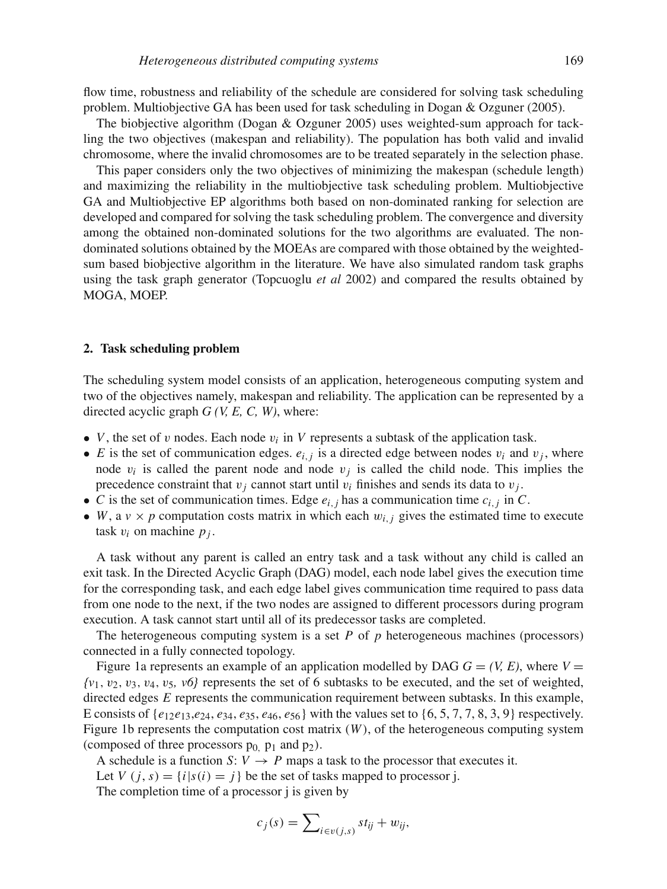flow time, robustness and reliability of the schedule are considered for solving task scheduling problem. Multiobjective GA has been used for task scheduling in Dogan & Ozguner (2005).

The biobjective algorithm (Dogan & Ozguner 2005) uses weighted-sum approach for tackling the two objectives (makespan and reliability). The population has both valid and invalid chromosome, where the invalid chromosomes are to be treated separately in the selection phase.

This paper considers only the two objectives of minimizing the makespan (schedule length) and maximizing the reliability in the multiobjective task scheduling problem. Multiobjective GA and Multiobjective EP algorithms both based on non-dominated ranking for selection are developed and compared for solving the task scheduling problem. The convergence and diversity among the obtained non-dominated solutions for the two algorithms are evaluated. The non-dominated solutions obtained by the MOEAs are compared with those obtained by the weighted-sum based biobjective algorithm in the literature. We have also simulated random task graphs using the task graph generator (Topcuoglu *et al* 2002) and compared the results obtained by MOGA, MOEP.

## 2. Task scheduling problem

The scheduling system model consists of an application, heterogeneous computing system and two of the objectives namely, makespan and reliability. The application can be represented by a directed acyclic graph *G (V, E, C, W)*, where:

- $V$, the set of $v$ nodes. Each node $v_i$ in $V$ represents a subtask of the application task.
- $E$ is the set of communication edges. $e_{i,j}$ is a directed edge between nodes $v_i$ and $v_j$, where node $v_i$ is called the parent node and node $v_j$ is called the child node. This implies the precedence constraint that $v_j$ cannot start until $v_i$ finishes and sends its data to $v_j$.
- $C$ is the set of communication times. Edge $e_{i,j}$ has a communication time $c_{i,j}$ in $C$.
- $W$, a $v \times p$ computation costs matrix in which each $w_{i,j}$ gives the estimated time to execute task $v_i$ on machine $p_j$.

A task without any parent is called an entry task and a task without any child is called an exit task. In the Directed Acyclic Graph (DAG) model, each node label gives the execution time for the corresponding task, and each edge label gives communication time required to pass data from one node to the next, if the two nodes are assigned to different processors during program execution. A task cannot start until all of its predecessor tasks are completed.

The heterogeneous computing system is a set $P$ of $p$ heterogeneous machines (processors) connected in a fully connected topology.

Figure 1a represents an example of an application modelled by DAG $G = (V, E)$, where $V = \{v_1, v_2, v_3, v_4, v_5, v6\}$ represents the set of 6 subtasks to be executed, and the set of weighted, directed edges $E$ represents the communication requirement between subtasks. In this example, E consists of $\{e_{12} e_{13}, e_{24}, e_{34}, e_{35}, e_{46}, e_{56}\}$ with the values set to $\{6, 5, 7, 7, 8, 3, 9\}$ respectively. Figure 1b represents the computation cost matrix ($W$), of the heterogeneous computing system (composed of three processors $p_0$, $p_1$ and $p_2$).

A schedule is a function $S$: $V \rightarrow P$ maps a task to the processor that executes it.

Let $V(j, s) = \{i | s(i) = j\}$ be the set of tasks mapped to processor j.

The completion time of a processor j is given by

$$c_j(s) = \sum_{i \in v(j,s)} st_{ij} + w_{ij},$$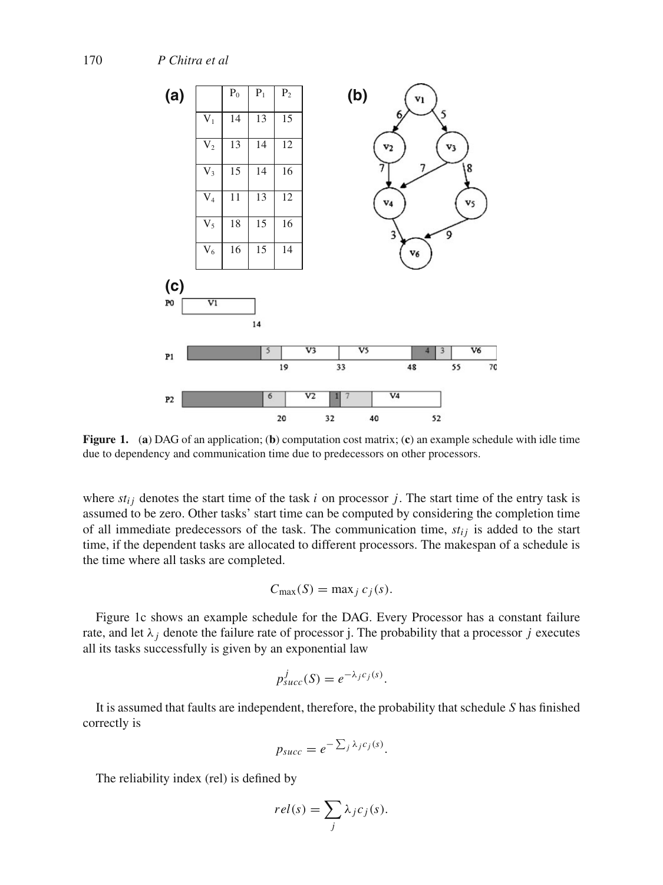**(a)**

| | $P_0$ | $P_1$ | $P_2$ |
|---|---|---|---|
| $V_1$ | 14 | 13 | 15 |
| $V_2$ | 13 | 14 | 12 |
| $V_3$ | 15 | 14 | 16 |
| $V_4$ | 11 | 13 | 12 |
| $V_5$ | 18 | 15 | 16 |
| $V_6$ | 16 | 15 | 14 |

**Figure 1.** (**a**) DAG of an application; (**b**) computation cost matrix; (**c**) an example schedule with idle time due to dependency and communication time due to predecessors on other processors.

where $st_{ij}$ denotes the start time of the task $i$ on processor $j$. The start time of the entry task is assumed to be zero. Other tasks' start time can be computed by considering the completion time of all immediate predecessors of the task. The communication time, $st_{ij}$ is added to the start time, if the dependent tasks are allocated to different processors. The makespan of a schedule is the time where all tasks are completed.

$$C_{\max}(S) = \max_j c_j(s).$$

Figure 1c shows an example schedule for the DAG. Every Processor has a constant failure rate, and let $\lambda_j$ denote the failure rate of processor j. The probability that a processor $j$ executes all its tasks successfully is given by an exponential law

$$p^j_{succ}(S) = e^{-\lambda_j c_j(s)}.$$

It is assumed that faults are independent, therefore, the probability that schedule *S* has finished correctly is

$$p_{succ} = e^{-\sum_j \lambda_j c_j(s)}.$$

The reliability index (rel) is defined by

$$rel(s) = \sum_j \lambda_j c_j(s).$$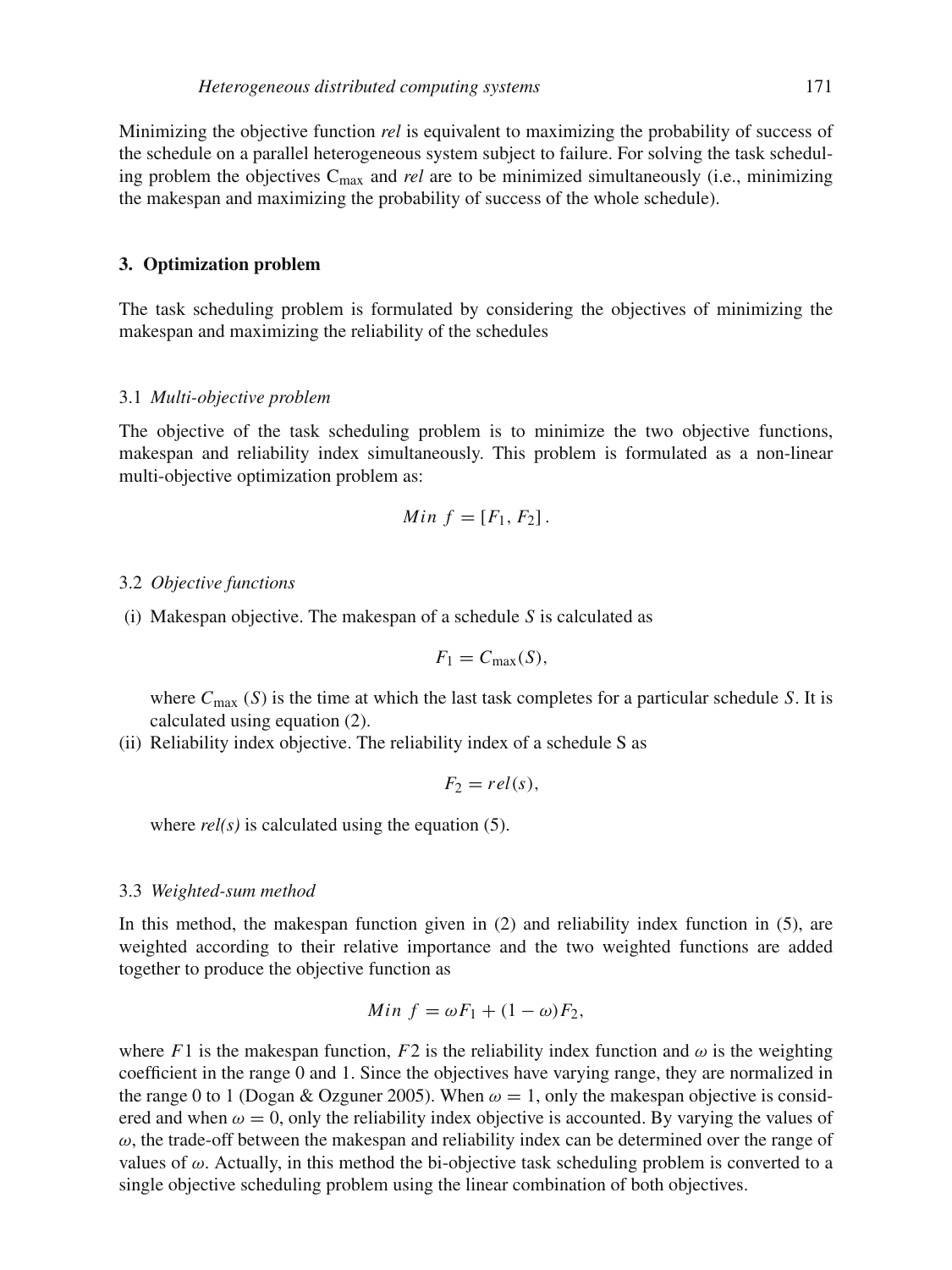Minimizing the objective function *rel* is equivalent to maximizing the probability of success of the schedule on a parallel heterogeneous system subject to failure. For solving the task scheduling problem the objectives $C_{max}$ and *rel* are to be minimized simultaneously (i.e., minimizing the makespan and maximizing the probability of success of the whole schedule).

## 3. Optimization problem

The task scheduling problem is formulated by considering the objectives of minimizing the makespan and maximizing the reliability of the schedules

### 3.1 *Multi-objective problem*

The objective of the task scheduling problem is to minimize the two objective functions, makespan and reliability index simultaneously. This problem is formulated as a non-linear multi-objective optimization problem as:

$$Min\ f = [F_1, F_2].$$

### 3.2 *Objective functions*

(i) Makespan objective. The makespan of a schedule $S$ is calculated as

$$F_1 = C_{\max}(S),$$

where $C_{\max}(S)$ is the time at which the last task completes for a particular schedule $S$. It is calculated using equation (2).

(ii) Reliability index objective. The reliability index of a schedule S as

$$F_2 = rel(s),$$

where *rel(s)* is calculated using the equation (5).

### 3.3 *Weighted-sum method*

In this method, the makespan function given in (2) and reliability index function in (5), are weighted according to their relative importance and the two weighted functions are added together to produce the objective function as

$$Min\ f = \omega F_1 + (1 - \omega) F_2,$$

where $F1$ is the makespan function, $F2$ is the reliability index function and $\omega$ is the weighting coefficient in the range 0 and 1. Since the objectives have varying range, they are normalized in the range 0 to 1 (Dogan & Ozguner 2005). When $\omega = 1$, only the makespan objective is considered and when $\omega = 0$, only the reliability index objective is accounted. By varying the values of $\omega$, the trade-off between the makespan and reliability index can be determined over the range of values of $\omega$. Actually, in this method the bi-objective task scheduling problem is converted to a single objective scheduling problem using the linear combination of both objectives.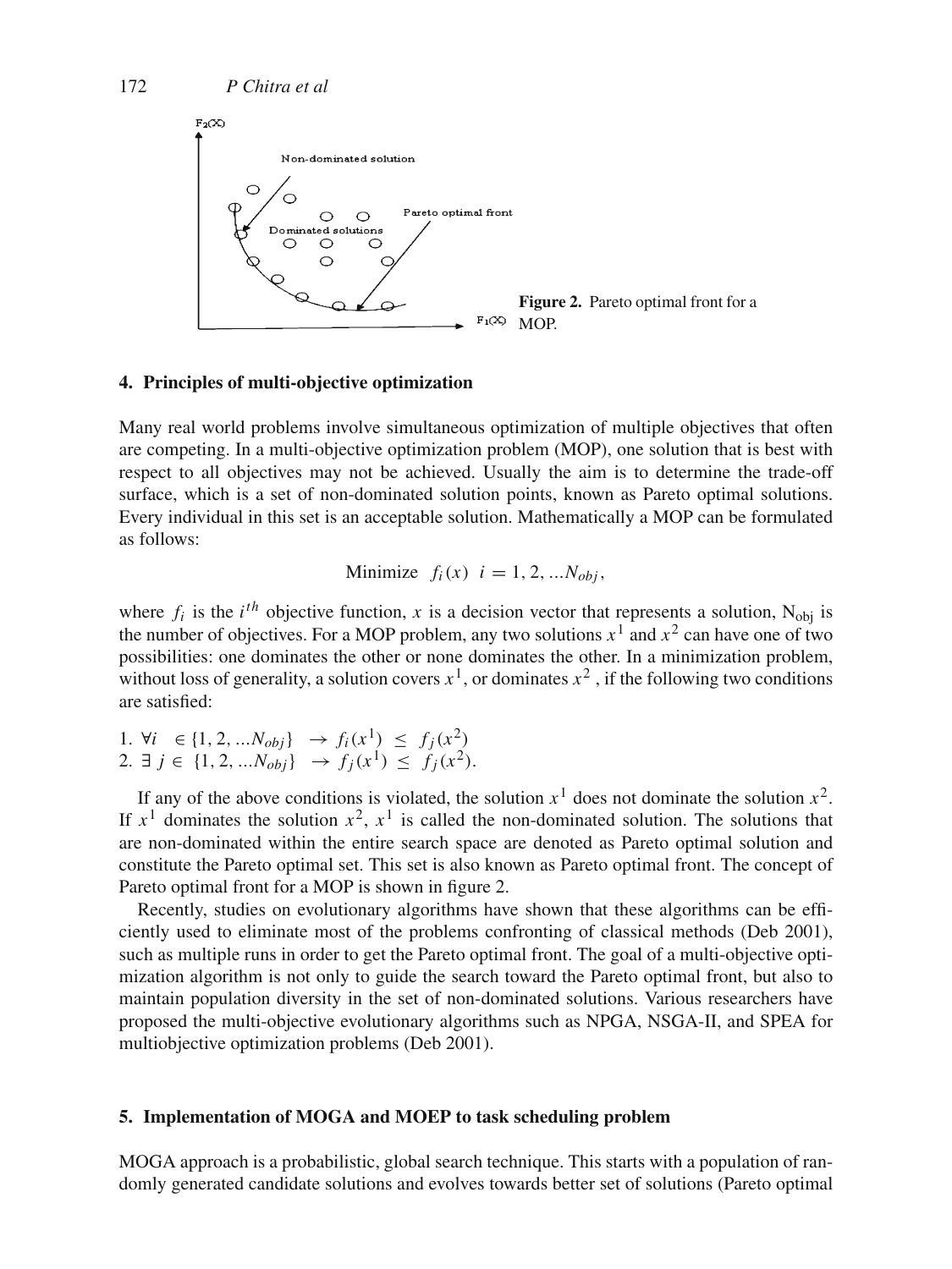Figure 2. Pareto optimal front for a MOP.

## 4. Principles of multi-objective optimization

Many real world problems involve simultaneous optimization of multiple objectives that often are competing. In a multi-objective optimization problem (MOP), one solution that is best with respect to all objectives may not be achieved. Usually the aim is to determine the trade-off surface, which is a set of non-dominated solution points, known as Pareto optimal solutions. Every individual in this set is an acceptable solution. Mathematically a MOP can be formulated as follows:

$$\text{Minimize} \quad f_i(x) \quad i = 1, 2, \ldots N_{obj},$$

where $f_i$ is the $i^{th}$ objective function, $x$ is a decision vector that represents a solution, $N_{obj}$ is the number of objectives. For a MOP problem, any two solutions $x^1$ and $x^2$ can have one of two possibilities: one dominates the other or none dominates the other. In a minimization problem, without loss of generality, a solution covers $x^1$, or dominates $x^2$, if the following two conditions are satisfied:

1. $\forall i \in \{1, 2, \ldots N_{obj}\} \rightarrow f_i(x^1) \leq f_j(x^2)$
2. $\exists\, j \in \{1, 2, \ldots N_{obj}\} \rightarrow f_j(x^1) \leq f_j(x^2)$.

If any of the above conditions is violated, the solution $x^1$ does not dominate the solution $x^2$. If $x^1$ dominates the solution $x^2$, $x^1$ is called the non-dominated solution. The solutions that are non-dominated within the entire search space are denoted as Pareto optimal solution and constitute the Pareto optimal set. This set is also known as Pareto optimal front. The concept of Pareto optimal front for a MOP is shown in figure 2.

Recently, studies on evolutionary algorithms have shown that these algorithms can be efficiently used to eliminate most of the problems confronting of classical methods (Deb 2001), such as multiple runs in order to get the Pareto optimal front. The goal of a multi-objective optimization algorithm is not only to guide the search toward the Pareto optimal front, but also to maintain population diversity in the set of non-dominated solutions. Various researchers have proposed the multi-objective evolutionary algorithms such as NPGA, NSGA-II, and SPEA for multiobjective optimization problems (Deb 2001).

## 5. Implementation of MOGA and MOEP to task scheduling problem

MOGA approach is a probabilistic, global search technique. This starts with a population of randomly generated candidate solutions and evolves towards better set of solutions (Pareto optimal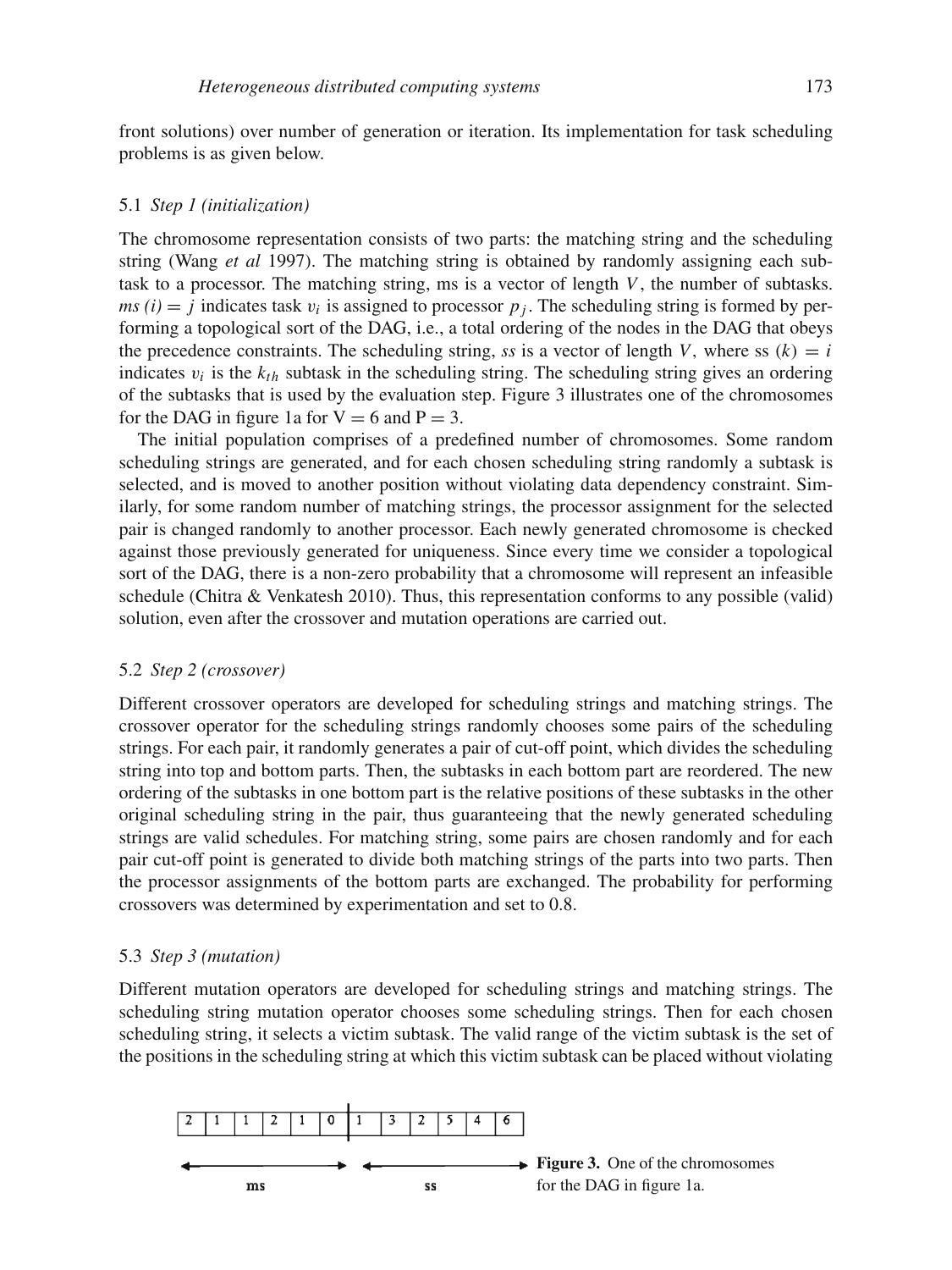front solutions) over number of generation or iteration. Its implementation for task scheduling problems is as given below.

### 5.1 *Step 1 (initialization)*

The chromosome representation consists of two parts: the matching string and the scheduling string (Wang *et al* 1997). The matching string is obtained by randomly assigning each subtask to a processor. The matching string, ms is a vector of length $V$, the number of subtasks. *ms (i)* $= j$ indicates task $v_i$ is assigned to processor $p_j$. The scheduling string is formed by performing a topological sort of the DAG, i.e., a total ordering of the nodes in the DAG that obeys the precedence constraints. The scheduling string, *ss* is a vector of length $V$, where ss $(k) = i$ indicates $v_i$ is the $k_{th}$ subtask in the scheduling string. The scheduling string gives an ordering of the subtasks that is used by the evaluation step. Figure 3 illustrates one of the chromosomes for the DAG in figure 1a for V = 6 and P = 3.

The initial population comprises of a predefined number of chromosomes. Some random scheduling strings are generated, and for each chosen scheduling string randomly a subtask is selected, and is moved to another position without violating data dependency constraint. Similarly, for some random number of matching strings, the processor assignment for the selected pair is changed randomly to another processor. Each newly generated chromosome is checked against those previously generated for uniqueness. Since every time we consider a topological sort of the DAG, there is a non-zero probability that a chromosome will represent an infeasible schedule (Chitra & Venkatesh 2010). Thus, this representation conforms to any possible (valid) solution, even after the crossover and mutation operations are carried out.

### 5.2 *Step 2 (crossover)*

Different crossover operators are developed for scheduling strings and matching strings. The crossover operator for the scheduling strings randomly chooses some pairs of the scheduling strings. For each pair, it randomly generates a pair of cut-off point, which divides the scheduling string into top and bottom parts. Then, the subtasks in each bottom part are reordered. The new ordering of the subtasks in one bottom part is the relative positions of these subtasks in the other original scheduling string in the pair, thus guaranteeing that the newly generated scheduling strings are valid schedules. For matching string, some pairs are chosen randomly and for each pair cut-off point is generated to divide both matching strings of the parts into two parts. Then the processor assignments of the bottom parts are exchanged. The probability for performing crossovers was determined by experimentation and set to 0.8.

### 5.3 *Step 3 (mutation)*

Different mutation operators are developed for scheduling strings and matching strings. The scheduling string mutation operator chooses some scheduling strings. Then for each chosen scheduling string, it selects a victim subtask. The valid range of the victim subtask is the set of the positions in the scheduling string at which this victim subtask can be placed without violating

| 2 | 1 | 1 | 2 | 1 | 0 | 1 | 3 | 2 | 5 | 4 | 6 |
|---|---|---|---|---|---|---|---|---|---|---|---|
| ms | | | | | | ss | | | | | |

**Figure 3.** One of the chromosomes for the DAG in figure 1a.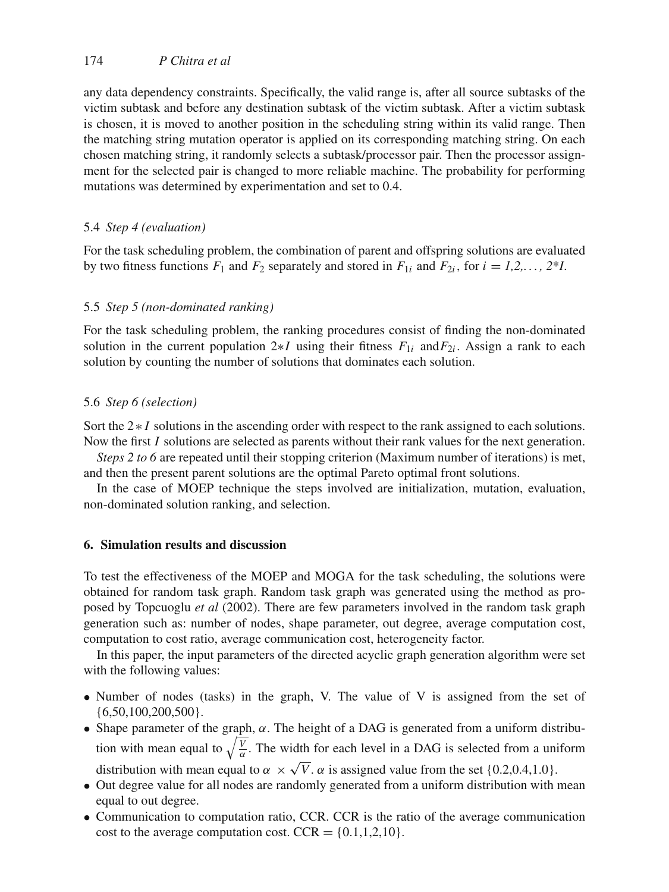any data dependency constraints. Specifically, the valid range is, after all source subtasks of the victim subtask and before any destination subtask of the victim subtask. After a victim subtask is chosen, it is moved to another position in the scheduling string within its valid range. Then the matching string mutation operator is applied on its corresponding matching string. On each chosen matching string, it randomly selects a subtask/processor pair. Then the processor assignment for the selected pair is changed to more reliable machine. The probability for performing mutations was determined by experimentation and set to 0.4.

### 5.4 *Step 4 (evaluation)*

For the task scheduling problem, the combination of parent and offspring solutions are evaluated by two fitness functions $F_1$ and $F_2$ separately and stored in $F_{1i}$ and $F_{2i}$, for $i = 1,2,\ldots, 2*I$.

### 5.5 *Step 5 (non-dominated ranking)*

For the task scheduling problem, the ranking procedures consist of finding the non-dominated solution in the current population $2*I$ using their fitness $F_{1i}$ and $F_{2i}$. Assign a rank to each solution by counting the number of solutions that dominates each solution.

### 5.6 *Step 6 (selection)*

Sort the $2*I$ solutions in the ascending order with respect to the rank assigned to each solutions. Now the first $I$ solutions are selected as parents without their rank values for the next generation.

*Steps 2 to 6* are repeated until their stopping criterion (Maximum number of iterations) is met, and then the present parent solutions are the optimal Pareto optimal front solutions.

In the case of MOEP technique the steps involved are initialization, mutation, evaluation, non-dominated solution ranking, and selection.

## 6. Simulation results and discussion

To test the effectiveness of the MOEP and MOGA for the task scheduling, the solutions were obtained for random task graph. Random task graph was generated using the method as proposed by Topcuoglu *et al* (2002). There are few parameters involved in the random task graph generation such as: number of nodes, shape parameter, out degree, average computation cost, computation to cost ratio, average communication cost, heterogeneity factor.

In this paper, the input parameters of the directed acyclic graph generation algorithm were set with the following values:

- Number of nodes (tasks) in the graph, V. The value of V is assigned from the set of {6,50,100,200,500}.
- Shape parameter of the graph, $\alpha$. The height of a DAG is generated from a uniform distribution with mean equal to $\sqrt{\frac{V}{\alpha}}$. The width for each level in a DAG is selected from a uniform distribution with mean equal to $\alpha \times \sqrt{V}$. $\alpha$ is assigned value from the set {0.2,0.4,1.0}.
- Out degree value for all nodes are randomly generated from a uniform distribution with mean equal to out degree.
- Communication to computation ratio, CCR. CCR is the ratio of the average communication cost to the average computation cost. CCR = {0.1,1,2,10}.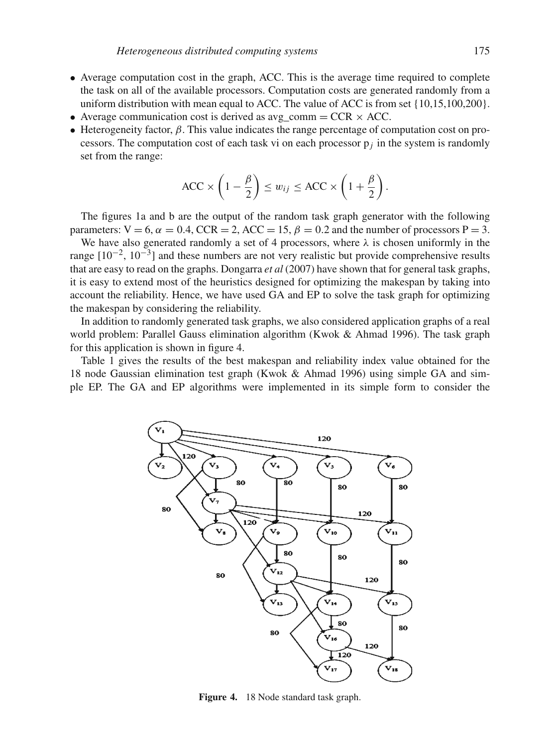- Average computation cost in the graph, ACC. This is the average time required to complete the task on all of the available processors. Computation costs are generated randomly from a uniform distribution with mean equal to ACC. The value of ACC is from set {10,15,100,200}.
- Average communication cost is derived as avg_comm = CCR × ACC.
- Heterogeneity factor, $\beta$. This value indicates the range percentage of computation cost on processors. The computation cost of each task vi on each processor $p_j$ in the system is randomly set from the range:

$$\text{ACC} \times \left(1 - \frac{\beta}{2}\right) \leq w_{ij} \leq \text{ACC} \times \left(1 + \frac{\beta}{2}\right).$$

The figures 1a and b are the output of the random task graph generator with the following parameters: V = 6, $\alpha = 0.4$, CCR = 2, ACC = 15, $\beta = 0.2$ and the number of processors P = 3.

We have also generated randomly a set of 4 processors, where $\lambda$ is chosen uniformly in the range $[10^{-2}, 10^{-3}]$ and these numbers are not very realistic but provide comprehensive results that are easy to read on the graphs. Dongarra *et al* (2007) have shown that for general task graphs, it is easy to extend most of the heuristics designed for optimizing the makespan by taking into account the reliability. Hence, we have used GA and EP to solve the task graph for optimizing the makespan by considering the reliability.

In addition to randomly generated task graphs, we also considered application graphs of a real world problem: Parallel Gauss elimination algorithm (Kwok & Ahmad 1996). The task graph for this application is shown in figure 4.

Table 1 gives the results of the best makespan and reliability index value obtained for the 18 node Gaussian elimination test graph (Kwok & Ahmad 1996) using simple GA and simple EP. The GA and EP algorithms were implemented in its simple form to consider the

**Figure 4.** 18 Node standard task graph.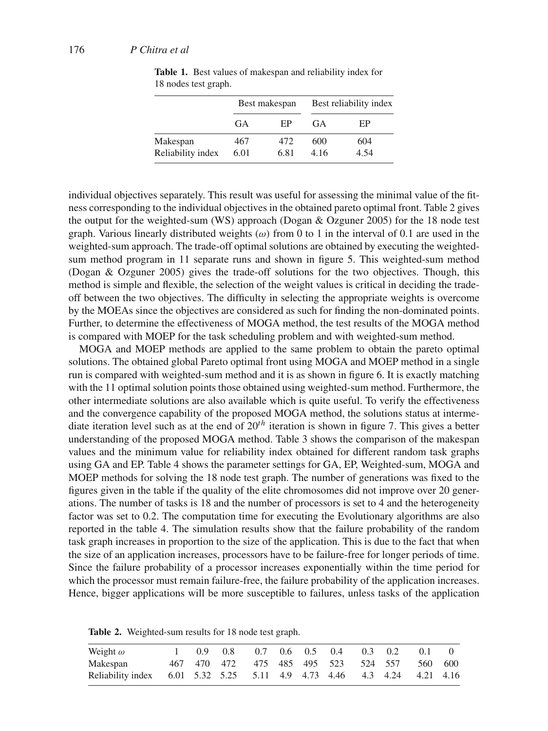**Table 1.** Best values of makespan and reliability index for 18 nodes test graph.

| | Best makespan | | Best reliability index | |
|---|---|---|---|---|
| | GA | EP | GA | EP |
| Makespan | 467 | 472 | 600 | 604 |
| Reliability index | 6.01 | 6.81 | 4.16 | 4.54 |

individual objectives separately. This result was useful for assessing the minimal value of the fitness corresponding to the individual objectives in the obtained pareto optimal front. Table 2 gives the output for the weighted-sum (WS) approach (Dogan & Ozguner 2005) for the 18 node test graph. Various linearly distributed weights ($\omega$) from 0 to 1 in the interval of 0.1 are used in the weighted-sum approach. The trade-off optimal solutions are obtained by executing the weighted-sum method program in 11 separate runs and shown in figure 5. This weighted-sum method (Dogan & Ozguner 2005) gives the trade-off solutions for the two objectives. Though, this method is simple and flexible, the selection of the weight values is critical in deciding the trade-off between the two objectives. The difficulty in selecting the appropriate weights is overcome by the MOEAs since the objectives are considered as such for finding the non-dominated points. Further, to determine the effectiveness of MOGA method, the test results of the MOGA method is compared with MOEP for the task scheduling problem and with weighted-sum method.

MOGA and MOEP methods are applied to the same problem to obtain the pareto optimal solutions. The obtained global Pareto optimal front using MOGA and MOEP method in a single run is compared with weighted-sum method and it is as shown in figure 6. It is exactly matching with the 11 optimal solution points those obtained using weighted-sum method. Furthermore, the other intermediate solutions are also available which is quite useful. To verify the effectiveness and the convergence capability of the proposed MOGA method, the solutions status at intermediate iteration level such as at the end of $20^{th}$ iteration is shown in figure 7. This gives a better understanding of the proposed MOGA method. Table 3 shows the comparison of the makespan values and the minimum value for reliability index obtained for different random task graphs using GA and EP. Table 4 shows the parameter settings for GA, EP, Weighted-sum, MOGA and MOEP methods for solving the 18 node test graph. The number of generations was fixed to the figures given in the table if the quality of the elite chromosomes did not improve over 20 generations. The number of tasks is 18 and the number of processors is set to 4 and the heterogeneity factor was set to 0.2. The computation time for executing the Evolutionary algorithms are also reported in the table 4. The simulation results show that the failure probability of the random task graph increases in proportion to the size of the application. This is due to the fact that when the size of an application increases, processors have to be failure-free for longer periods of time. Since the failure probability of a processor increases exponentially within the time period for which the processor must remain failure-free, the failure probability of the application increases. Hence, bigger applications will be more susceptible to failures, unless tasks of the application

**Table 2.** Weighted-sum results for 18 node test graph.

| Weight $\omega$ | 1 | 0.9 | 0.8 | 0.7 | 0.6 | 0.5 | 0.4 | 0.3 | 0.2 | 0.1 | 0 |
|---|---|---|---|---|---|---|---|---|---|---|---|
| Makespan | 467 | 470 | 472 | 475 | 485 | 495 | 523 | 524 | 557 | 560 | 600 |
| Reliability index | 6.01 | 5.32 | 5.25 | 5.11 | 4.9 | 4.73 | 4.46 | 4.3 | 4.24 | 4.21 | 4.16 |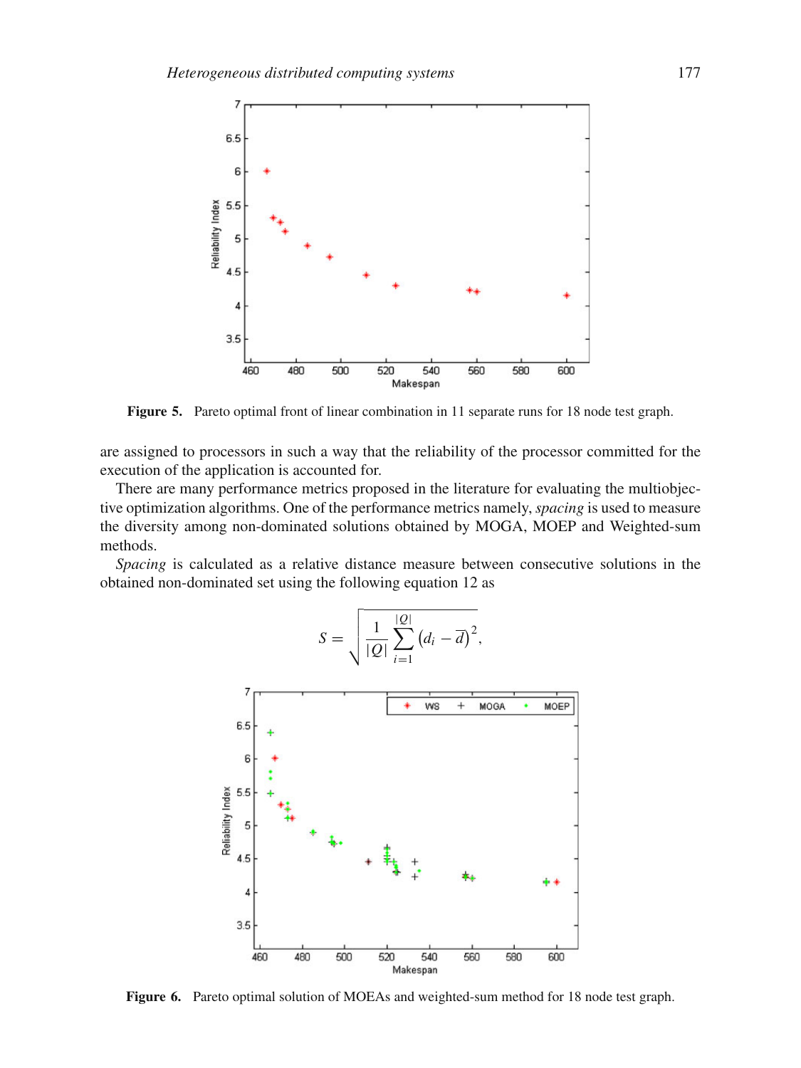Figure 5. Pareto optimal front of linear combination in 11 separate runs for 18 node test graph.

are assigned to processors in such a way that the reliability of the processor committed for the execution of the application is accounted for.

There are many performance metrics proposed in the literature for evaluating the multiobjective optimization algorithms. One of the performance metrics namely, *spacing* is used to measure the diversity among non-dominated solutions obtained by MOGA, MOEP and Weighted-sum methods.

*Spacing* is calculated as a relative distance measure between consecutive solutions in the obtained non-dominated set using the following equation 12 as

$$S = \sqrt{\frac{1}{|Q|}\sum_{i=1}^{|Q|}\left(d_i - \overline{d}\right)^2},$$

Figure 6. Pareto optimal solution of MOEAs and weighted-sum method for 18 node test graph.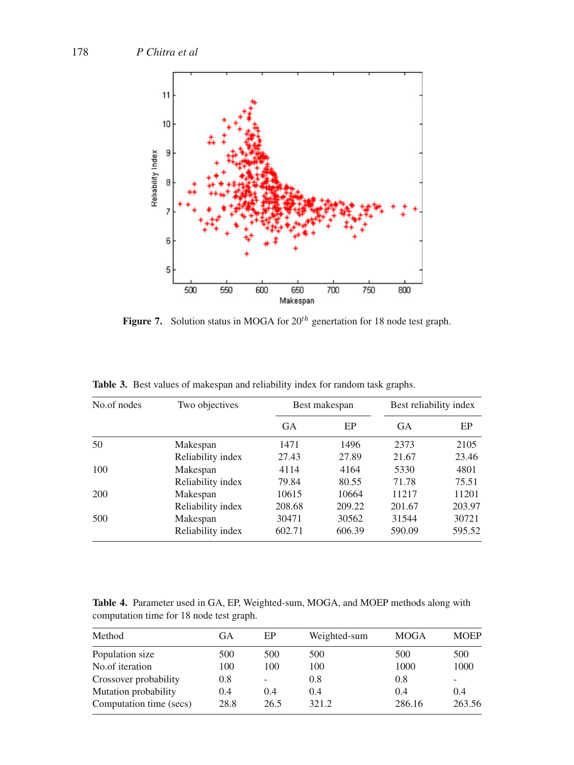**Figure 7.** Solution status in MOGA for $20^{th}$ genertation for 18 node test graph.

**Table 3.** Best values of makespan and reliability index for random task graphs.

| No.of nodes | Two objectives | Best makespan | | Best reliability index | |
|---|---|---|---|---|---|
| | | GA | EP | GA | EP |
| 50 | Makespan | 1471 | 1496 | 2373 | 2105 |
| | Reliability index | 27.43 | 27.89 | 21.67 | 23.46 |
| 100 | Makespan | 4114 | 4164 | 5330 | 4801 |
| | Reliability index | 79.84 | 80.55 | 71.78 | 75.51 |
| 200 | Makespan | 10615 | 10664 | 11217 | 11201 |
| | Reliability index | 208.68 | 209.22 | 201.67 | 203.97 |
| 500 | Makespan | 30471 | 30562 | 31544 | 30721 |
| | Reliability index | 602.71 | 606.39 | 590.09 | 595.52 |

**Table 4.** Parameter used in GA, EP, Weighted-sum, MOGA, and MOEP methods along with computation time for 18 node test graph.

| Method | GA | EP | Weighted-sum | MOGA | MOEP |
|---|---|---|---|---|---|
| Population size | 500 | 500 | 500 | 500 | 500 |
| No.of iteration | 100 | 100 | 100 | 1000 | 1000 |
| Crossover probability | 0.8 | - | 0.8 | 0.8 | - |
| Mutation probability | 0.4 | 0.4 | 0.4 | 0.4 | 0.4 |
| Computation time (secs) | 28.8 | 26.5 | 321.2 | 286.16 | 263.56 |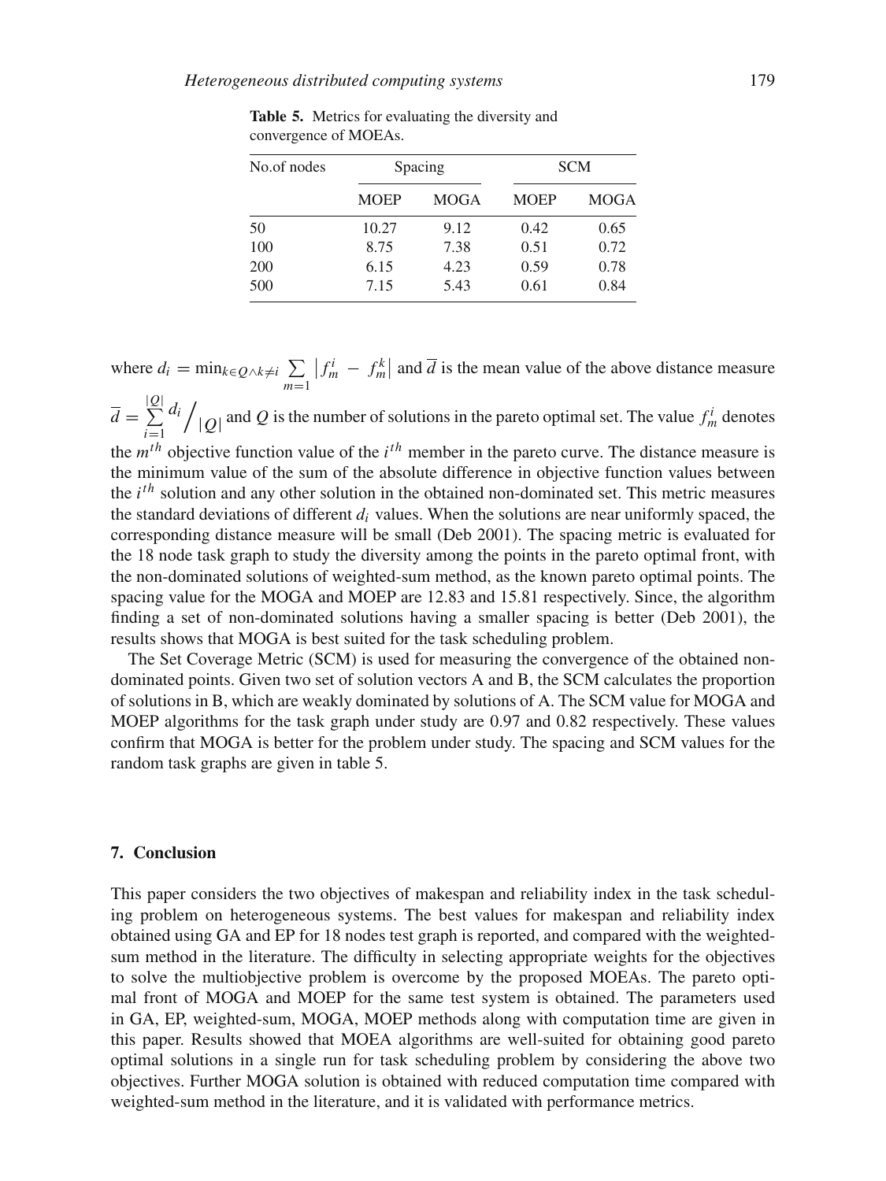**Table 5.** Metrics for evaluating the diversity and convergence of MOEAs.

| No.of nodes | Spacing | | SCM | |
|---|---|---|---|---|
| | MOEP | MOGA | MOEP | MOGA |
| 50 | 10.27 | 9.12 | 0.42 | 0.65 |
| 100 | 8.75 | 7.38 | 0.51 | 0.72 |
| 200 | 6.15 | 4.23 | 0.59 | 0.78 |
| 500 | 7.15 | 5.43 | 0.61 | 0.84 |

where $d_i = \min_{k \in Q \wedge k \neq i} \sum_{m=1} \left| f_m^i - f_m^k \right|$ and $\overline{d}$ is the mean value of the above distance measure $\overline{d} = \sum_{i=1}^{|Q|} d_i \Big/ |Q|$ and $Q$ is the number of solutions in the pareto optimal set. The value $f_m^i$ denotes the $m^{th}$ objective function value of the $i^{th}$ member in the pareto curve. The distance measure is the minimum value of the sum of the absolute difference in objective function values between the $i^{th}$ solution and any other solution in the obtained non-dominated set. This metric measures the standard deviations of different $d_i$ values. When the solutions are near uniformly spaced, the corresponding distance measure will be small (Deb 2001). The spacing metric is evaluated for the 18 node task graph to study the diversity among the points in the pareto optimal front, with the non-dominated solutions of weighted-sum method, as the known pareto optimal points. The spacing value for the MOGA and MOEP are 12.83 and 15.81 respectively. Since, the algorithm finding a set of non-dominated solutions having a smaller spacing is better (Deb 2001), the results shows that MOGA is best suited for the task scheduling problem.

The Set Coverage Metric (SCM) is used for measuring the convergence of the obtained non-dominated points. Given two set of solution vectors A and B, the SCM calculates the proportion of solutions in B, which are weakly dominated by solutions of A. The SCM value for MOGA and MOEP algorithms for the task graph under study are 0.97 and 0.82 respectively. These values confirm that MOGA is better for the problem under study. The spacing and SCM values for the random task graphs are given in table 5.

## 7. Conclusion

This paper considers the two objectives of makespan and reliability index in the task scheduling problem on heterogeneous systems. The best values for makespan and reliability index obtained using GA and EP for 18 nodes test graph is reported, and compared with the weighted-sum method in the literature. The difficulty in selecting appropriate weights for the objectives to solve the multiobjective problem is overcome by the proposed MOEAs. The pareto optimal front of MOGA and MOEP for the same test system is obtained. The parameters used in GA, EP, weighted-sum, MOGA, MOEP methods along with computation time are given in this paper. Results showed that MOEA algorithms are well-suited for obtaining good pareto optimal solutions in a single run for task scheduling problem by considering the above two objectives. Further MOGA solution is obtained with reduced computation time compared with weighted-sum method in the literature, and it is validated with performance metrics.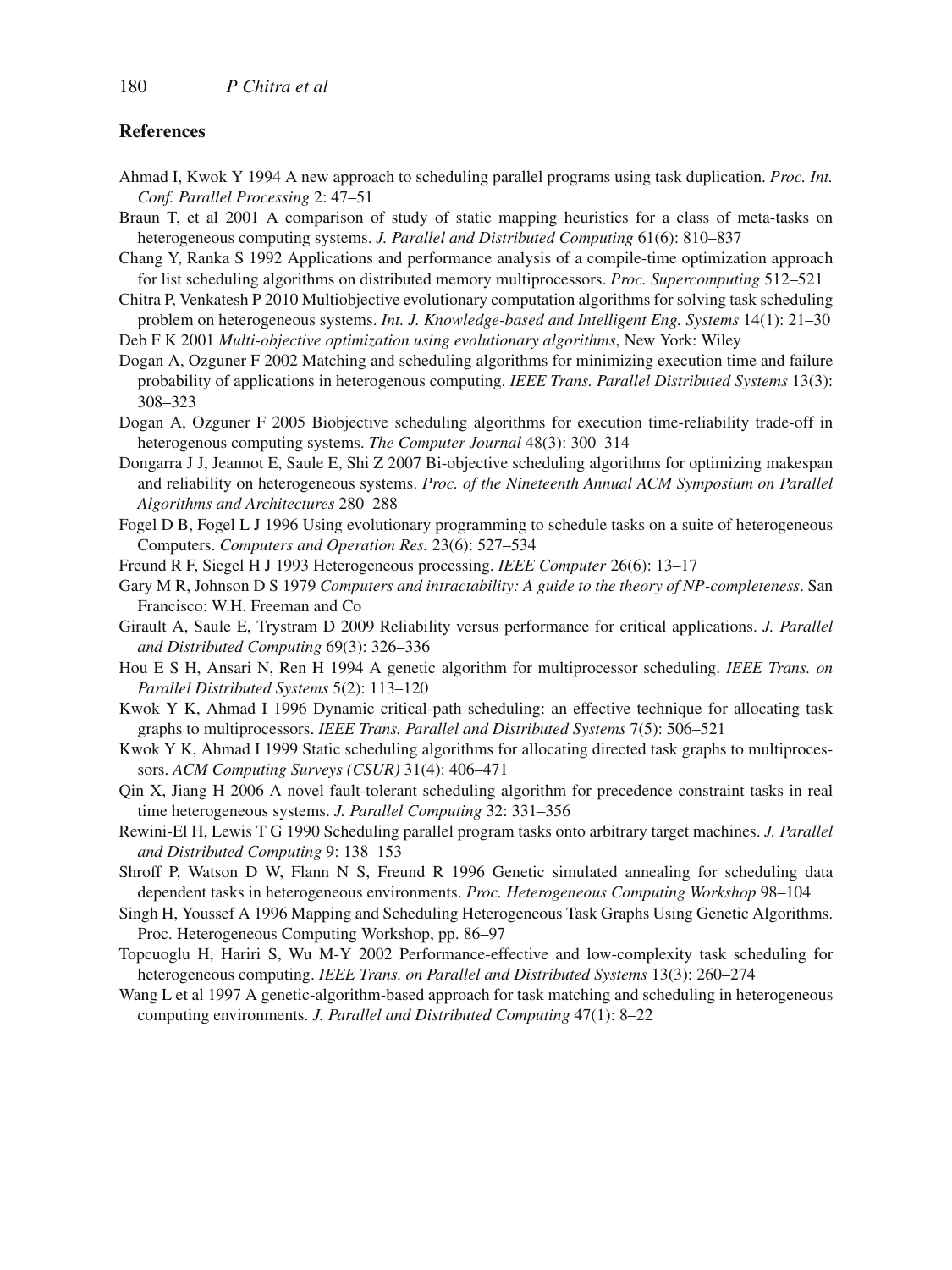## References

Ahmad I, Kwok Y 1994 A new approach to scheduling parallel programs using task duplication. *Proc. Int. Conf. Parallel Processing* 2: 47–51

Braun T, et al 2001 A comparison of study of static mapping heuristics for a class of meta-tasks on heterogeneous computing systems. *J. Parallel and Distributed Computing* 61(6): 810–837

Chang Y, Ranka S 1992 Applications and performance analysis of a compile-time optimization approach for list scheduling algorithms on distributed memory multiprocessors. *Proc. Supercomputing* 512–521

Chitra P, Venkatesh P 2010 Multiobjective evolutionary computation algorithms for solving task scheduling problem on heterogeneous systems. *Int. J. Knowledge-based and Intelligent Eng. Systems* 14(1): 21–30

Deb F K 2001 *Multi-objective optimization using evolutionary algorithms*, New York: Wiley

Dogan A, Ozguner F 2002 Matching and scheduling algorithms for minimizing execution time and failure probability of applications in heterogenous computing. *IEEE Trans. Parallel Distributed Systems* 13(3): 308–323

Dogan A, Ozguner F 2005 Biobjective scheduling algorithms for execution time-reliability trade-off in heterogenous computing systems. *The Computer Journal* 48(3): 300–314

Dongarra J J, Jeannot E, Saule E, Shi Z 2007 Bi-objective scheduling algorithms for optimizing makespan and reliability on heterogeneous systems. *Proc. of the Nineteenth Annual ACM Symposium on Parallel Algorithms and Architectures* 280–288

Fogel D B, Fogel L J 1996 Using evolutionary programming to schedule tasks on a suite of heterogeneous Computers. *Computers and Operation Res.* 23(6): 527–534

Freund R F, Siegel H J 1993 Heterogeneous processing. *IEEE Computer* 26(6): 13–17

Gary M R, Johnson D S 1979 *Computers and intractability: A guide to the theory of NP-completeness*. San Francisco: W.H. Freeman and Co

Girault A, Saule E, Trystram D 2009 Reliability versus performance for critical applications. *J. Parallel and Distributed Computing* 69(3): 326–336

Hou E S H, Ansari N, Ren H 1994 A genetic algorithm for multiprocessor scheduling. *IEEE Trans. on Parallel Distributed Systems* 5(2): 113–120

Kwok Y K, Ahmad I 1996 Dynamic critical-path scheduling: an effective technique for allocating task graphs to multiprocessors. *IEEE Trans. Parallel and Distributed Systems* 7(5): 506–521

Kwok Y K, Ahmad I 1999 Static scheduling algorithms for allocating directed task graphs to multiprocessors. *ACM Computing Surveys (CSUR)* 31(4): 406–471

Qin X, Jiang H 2006 A novel fault-tolerant scheduling algorithm for precedence constraint tasks in real time heterogeneous systems. *J. Parallel Computing* 32: 331–356

Rewini-El H, Lewis T G 1990 Scheduling parallel program tasks onto arbitrary target machines. *J. Parallel and Distributed Computing* 9: 138–153

Shroff P, Watson D W, Flann N S, Freund R 1996 Genetic simulated annealing for scheduling data dependent tasks in heterogeneous environments. *Proc. Heterogeneous Computing Workshop* 98–104

Singh H, Youssef A 1996 Mapping and Scheduling Heterogeneous Task Graphs Using Genetic Algorithms. Proc. Heterogeneous Computing Workshop, pp. 86–97

Topcuoglu H, Hariri S, Wu M-Y 2002 Performance-effective and low-complexity task scheduling for heterogeneous computing. *IEEE Trans. on Parallel and Distributed Systems* 13(3): 260–274

Wang L et al 1997 A genetic-algorithm-based approach for task matching and scheduling in heterogeneous computing environments. *J. Parallel and Distributed Computing* 47(1): 8–22